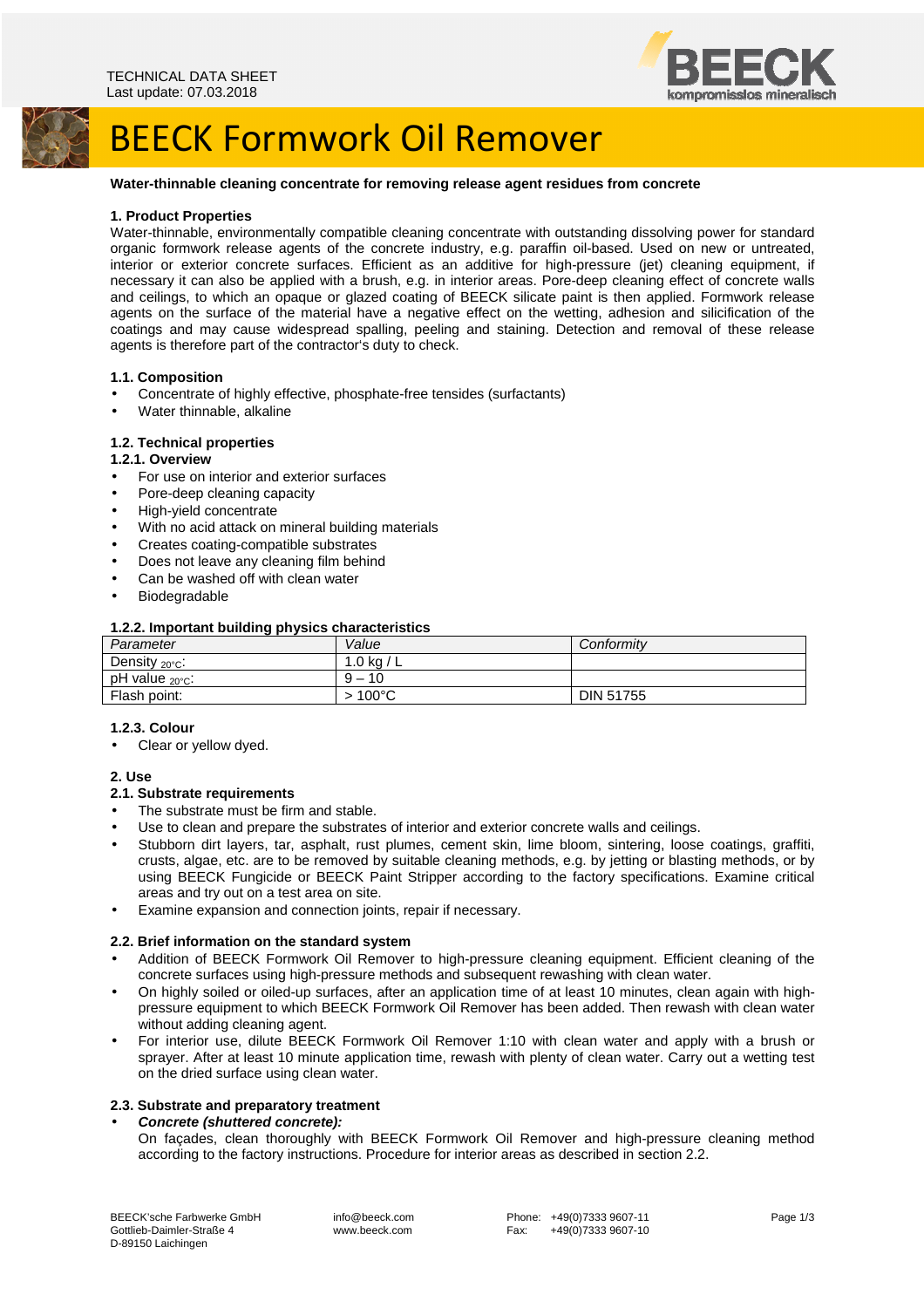TECHNICAL DATA SHEET
Last update: 07.03.2018

# BEECK Formwork Oil Remover

**Water-thinnable cleaning concentrate for removing release agent residues from concrete**

## 1. Product Properties

Water-thinnable, environmentally compatible cleaning concentrate with outstanding dissolving power for standard organic formwork release agents of the concrete industry, e.g. paraffin oil-based. Used on new or untreated, interior or exterior concrete surfaces. Efficient as an additive for high-pressure (jet) cleaning equipment, if necessary it can also be applied with a brush, e.g. in interior areas. Pore-deep cleaning effect of concrete walls and ceilings, to which an opaque or glazed coating of BEECK silicate paint is then applied. Formwork release agents on the surface of the material have a negative effect on the wetting, adhesion and silicification of the coatings and may cause widespread spalling, peeling and staining. Detection and removal of these release agents is therefore part of the contractor's duty to check.

### 1.1. Composition

- Concentrate of highly effective, phosphate-free tensides (surfactants)
- Water thinnable, alkaline

### 1.2. Technical properties

#### 1.2.1. Overview

- For use on interior and exterior surfaces
- Pore-deep cleaning capacity
- High-yield concentrate
- With no acid attack on mineral building materials
- Creates coating-compatible substrates
- Does not leave any cleaning film behind
- Can be washed off with clean water
- Biodegradable

#### 1.2.2. Important building physics characteristics

| *Parameter* | *Value* | *Conformity* |
|---|---|---|
| Density $_{20°C}$: | 1.0 kg / L | |
| pH value $_{20°C}$: | 9 – 10 | |
| Flash point: | > 100°C | DIN 51755 |

#### 1.2.3. Colour

- Clear or yellow dyed.

## 2. Use

### 2.1. Substrate requirements

- The substrate must be firm and stable.
- Use to clean and prepare the substrates of interior and exterior concrete walls and ceilings.
- Stubborn dirt layers, tar, asphalt, rust plumes, cement skin, lime bloom, sintering, loose coatings, graffiti, crusts, algae, etc. are to be removed by suitable cleaning methods, e.g. by jetting or blasting methods, or by using BEECK Fungicide or BEECK Paint Stripper according to the factory specifications. Examine critical areas and try out on a test area on site.
- Examine expansion and connection joints, repair if necessary.

### 2.2. Brief information on the standard system

- Addition of BEECK Formwork Oil Remover to high-pressure cleaning equipment. Efficient cleaning of the concrete surfaces using high-pressure methods and subsequent rewashing with clean water.
- On highly soiled or oiled-up surfaces, after an application time of at least 10 minutes, clean again with high-pressure equipment to which BEECK Formwork Oil Remover has been added. Then rewash with clean water without adding cleaning agent.
- For interior use, dilute BEECK Formwork Oil Remover 1:10 with clean water and apply with a brush or sprayer. After at least 10 minute application time, rewash with plenty of clean water. Carry out a wetting test on the dried surface using clean water.

### 2.3. Substrate and preparatory treatment

- ***Concrete (shuttered concrete):***
  On façades, clean thoroughly with BEECK Formwork Oil Remover and high-pressure cleaning method according to the factory instructions. Procedure for interior areas as described in section 2.2.

BEECK'sche Farbwerke GmbH
Gottlieb-Daimler-Straße 4
D-89150 Laichingen

info@beeck.com
www.beeck.com

Phone: +49(0)7333 9607-11
Fax: +49(0)7333 9607-10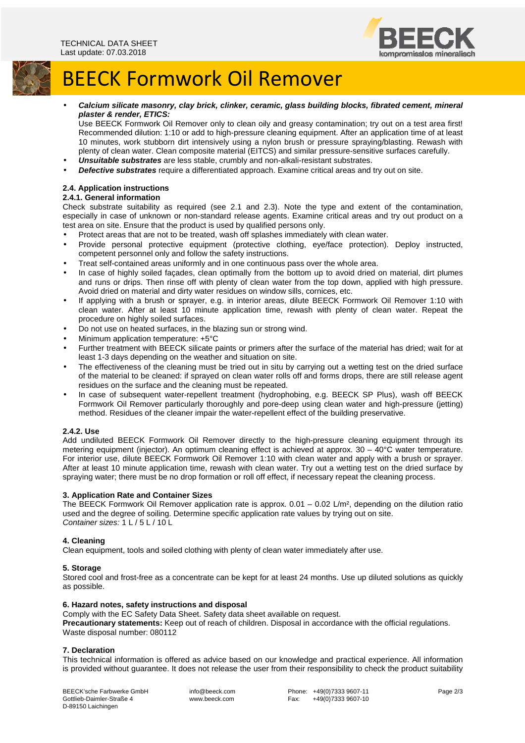- ***Calcium silicate masonry, clay brick, clinker, ceramic, glass building blocks, fibrated cement, mineral plaster & render, ETICS:*** Use BEECK Formwork Oil Remover only to clean oily and greasy contamination; try out on a test area first! Recommended dilution: 1:10 or add to high-pressure cleaning equipment. After an application time of at least 10 minutes, work stubborn dirt intensively using a nylon brush or pressure spraying/blasting. Rewash with plenty of clean water. Clean composite material (EITCS) and similar pressure-sensitive surfaces carefully.
- ***Unsuitable substrates*** are less stable, crumbly and non-alkali-resistant substrates.
- ***Defective substrates*** require a differentiated approach. Examine critical areas and try out on site.

### 2.4. Application instructions

#### 2.4.1. General information

Check substrate suitability as required (see 2.1 and 2.3). Note the type and extent of the contamination, especially in case of unknown or non-standard release agents. Examine critical areas and try out product on a test area on site. Ensure that the product is used by qualified persons only.

- Protect areas that are not to be treated, wash off splashes immediately with clean water.
- Provide personal protective equipment (protective clothing, eye/face protection). Deploy instructed, competent personnel only and follow the safety instructions.
- Treat self-contained areas uniformly and in one continuous pass over the whole area.
- In case of highly soiled façades, clean optimally from the bottom up to avoid dried on material, dirt plumes and runs or drips. Then rinse off with plenty of clean water from the top down, applied with high pressure. Avoid dried on material and dirty water residues on window sills, cornices, etc.
- If applying with a brush or sprayer, e.g. in interior areas, dilute BEECK Formwork Oil Remover 1:10 with clean water. After at least 10 minute application time, rewash with plenty of clean water. Repeat the procedure on highly soiled surfaces.
- Do not use on heated surfaces, in the blazing sun or strong wind.
- Minimum application temperature: +5°C
- Further treatment with BEECK silicate paints or primers after the surface of the material has dried; wait for at least 1-3 days depending on the weather and situation on site.
- The effectiveness of the cleaning must be tried out in situ by carrying out a wetting test on the dried surface of the material to be cleaned: if sprayed on clean water rolls off and forms drops, there are still release agent residues on the surface and the cleaning must be repeated.
- In case of subsequent water-repellent treatment (hydrophobing, e.g. BEECK SP Plus), wash off BEECK Formwork Oil Remover particularly thoroughly and pore-deep using clean water and high-pressure (jetting) method. Residues of the cleaner impair the water-repellent effect of the building preservative.

#### 2.4.2. Use

Add undiluted BEECK Formwork Oil Remover directly to the high-pressure cleaning equipment through its metering equipment (injector). An optimum cleaning effect is achieved at approx. 30 – 40°C water temperature. For interior use, dilute BEECK Formwork Oil Remover 1:10 with clean water and apply with a brush or sprayer. After at least 10 minute application time, rewash with clean water. Try out a wetting test on the dried surface by spraying water; there must be no drop formation or roll off effect, if necessary repeat the cleaning process.

### 3. Application Rate and Container Sizes

The BEECK Formwork Oil Remover application rate is approx. 0.01 – 0.02 L/m², depending on the dilution ratio used and the degree of soiling. Determine specific application rate values by trying out on site.
*Container sizes:* 1 L / 5 L / 10 L

### 4. Cleaning

Clean equipment, tools and soiled clothing with plenty of clean water immediately after use.

### 5. Storage

Stored cool and frost-free as a concentrate can be kept for at least 24 months. Use up diluted solutions as quickly as possible.

### 6. Hazard notes, safety instructions and disposal

Comply with the EC Safety Data Sheet. Safety data sheet available on request.
**Precautionary statements:** Keep out of reach of children. Disposal in accordance with the official regulations.
Waste disposal number: 080112

### 7. Declaration

This technical information is offered as advice based on our knowledge and practical experience. All information is provided without guarantee. It does not release the user from their responsibility to check the product suitability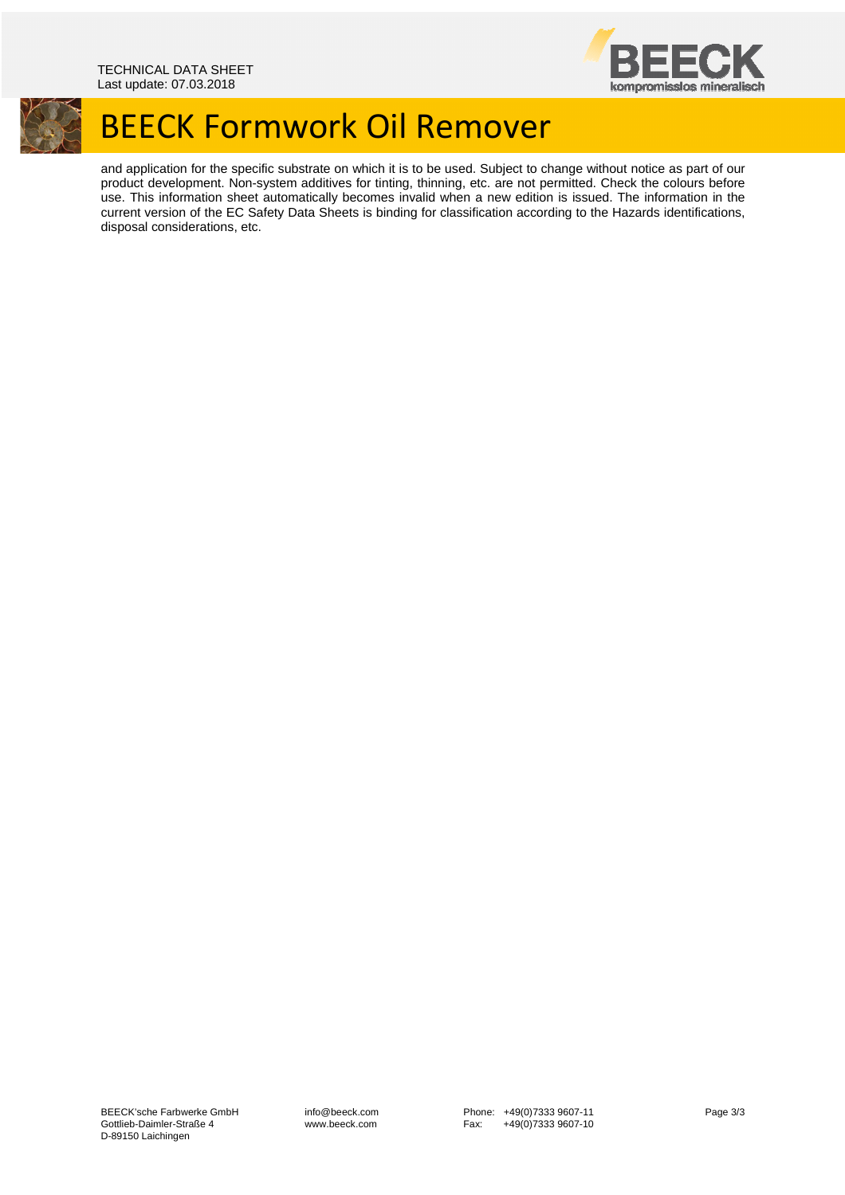and application for the specific substrate on which it is to be used. Subject to change without notice as part of our product development. Non-system additives for tinting, thinning, etc. are not permitted. Check the colours before use. This information sheet automatically becomes invalid when a new edition is issued. The information in the current version of the EC Safety Data Sheets is binding for classification according to the Hazards identifications, disposal considerations, etc.